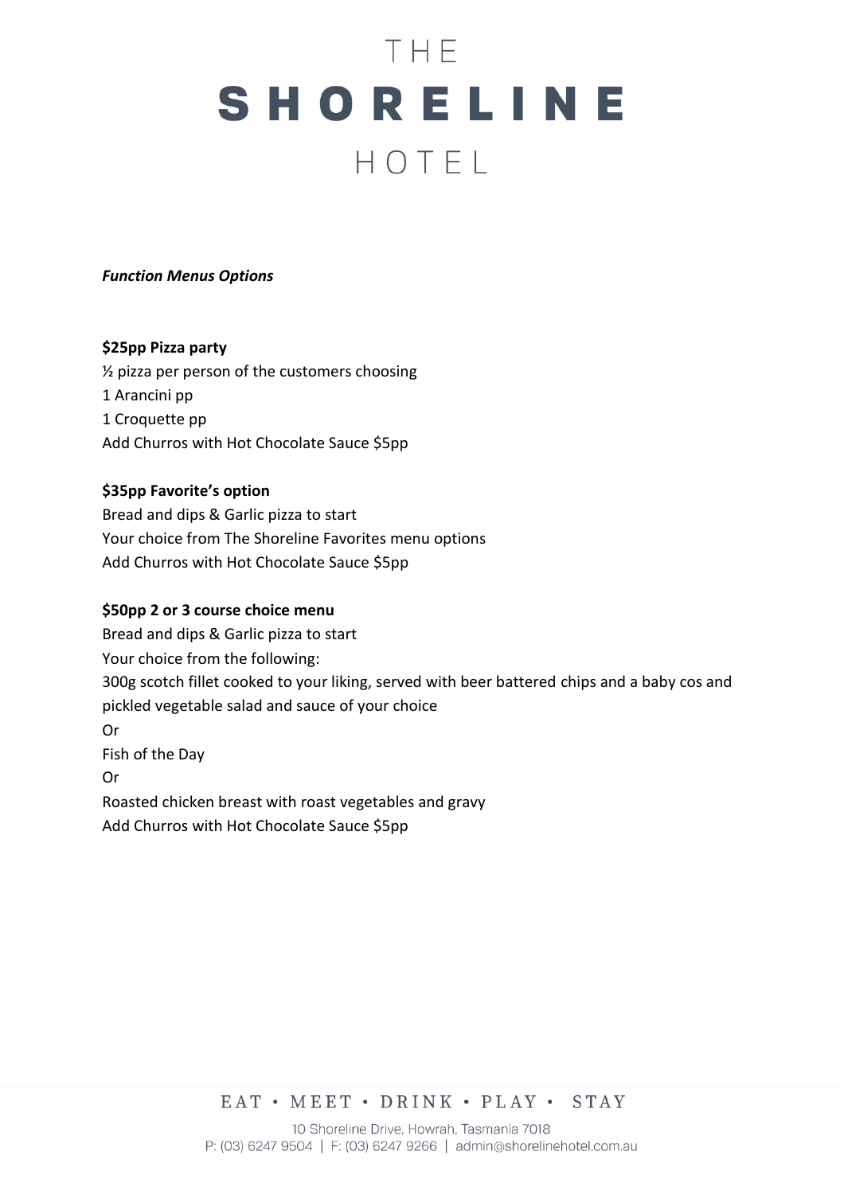# THE SHORELINE HOTEL

***Function Menus Options***

**$25pp Pizza party**
½ pizza per person of the customers choosing
1 Arancini pp
1 Croquette pp
Add Churros with Hot Chocolate Sauce $5pp

**$35pp Favorite's option**
Bread and dips & Garlic pizza to start
Your choice from The Shoreline Favorites menu options
Add Churros with Hot Chocolate Sauce $5pp

**$50pp 2 or 3 course choice menu**
Bread and dips & Garlic pizza to start
Your choice from the following:
300g scotch fillet cooked to your liking, served with beer battered chips and a baby cos and pickled vegetable salad and sauce of your choice
Or
Fish of the Day
Or
Roasted chicken breast with roast vegetables and gravy
Add Churros with Hot Chocolate Sauce $5pp

EAT • MEET • DRINK • PLAY • STAY

10 Shoreline Drive, Howrah, Tasmania 7018
P: (03) 6247 9504 | F: (03) 6247 9266 | admin@shorelinehotel.com.au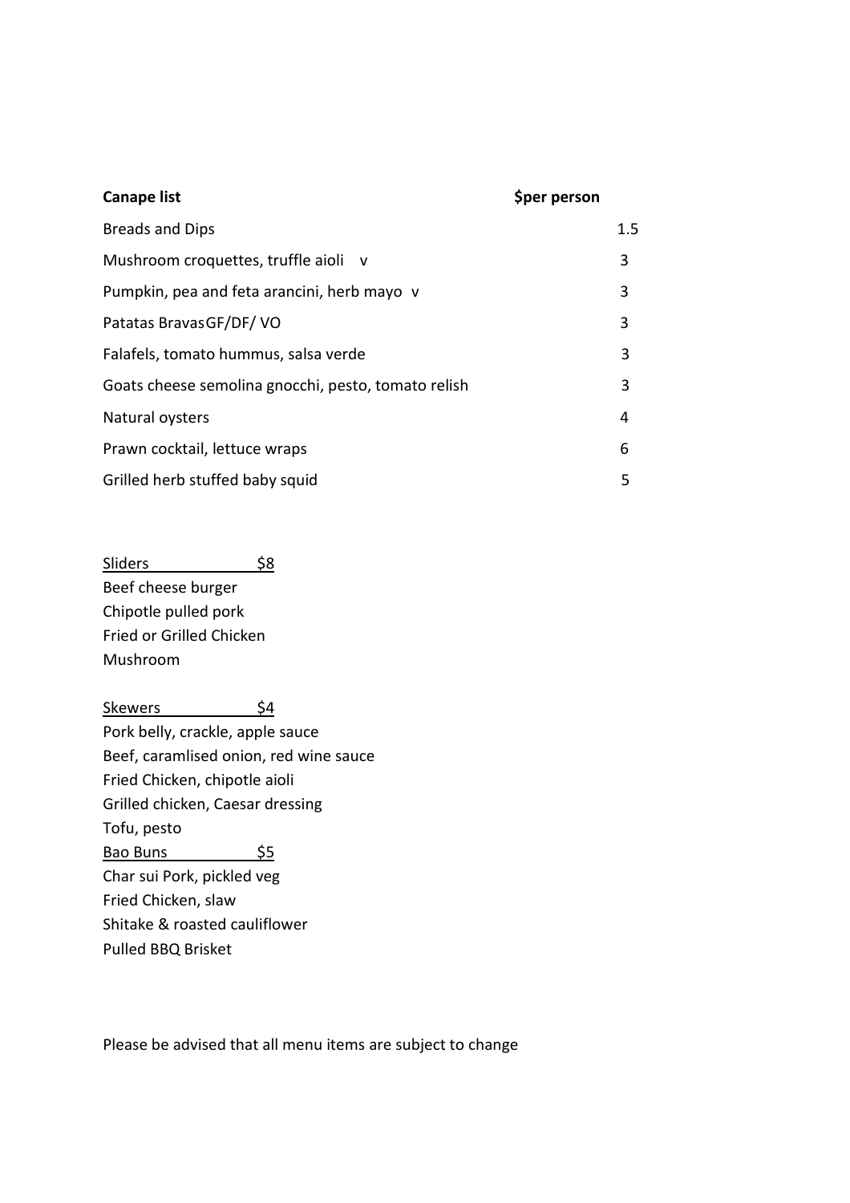| Canape list | $per person |
| --- | --- |
| Breads and Dips | 1.5 |
| Mushroom croquettes, truffle aioli v | 3 |
| Pumpkin, pea and feta arancini, herb mayo v | 3 |
| Patatas BravasGF/DF/ VO | 3 |
| Falafels, tomato hummus, salsa verde | 3 |
| Goats cheese semolina gnocchi, pesto, tomato relish | 3 |
| Natural oysters | 4 |
| Prawn cocktail, lettuce wraps | 6 |
| Grilled herb stuffed baby squid | 5 |

<u>Sliders $8</u>

Beef cheese burger
Chipotle pulled pork
Fried or Grilled Chicken
Mushroom

<u>Skewers $4</u>

Pork belly, crackle, apple sauce
Beef, caramlised onion, red wine sauce
Fried Chicken, chipotle aioli
Grilled chicken, Caesar dressing
Tofu, pesto

<u>Bao Buns $5</u>

Char sui Pork, pickled veg
Fried Chicken, slaw
Shitake & roasted cauliflower
Pulled BBQ Brisket

Please be advised that all menu items are subject to change